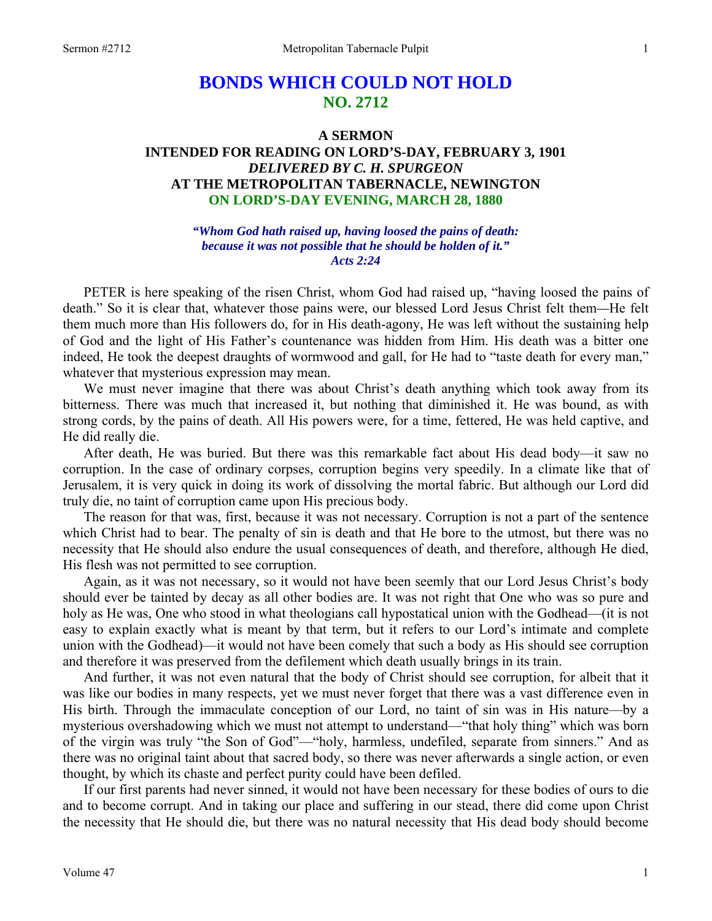# BONDS WHICH COULD NOT HOLD
## NO. 2712

### A SERMON
### INTENDED FOR READING ON LORD'S-DAY, FEBRUARY 3, 1901
### *DELIVERED BY C. H. SPURGEON*
### AT THE METROPOLITAN TABERNACLE, NEWINGTON
### ON LORD'S-DAY EVENING, MARCH 28, 1880

*"Whom God hath raised up, having loosed the pains of death: because it was not possible that he should be holden of it."*
*Acts 2:24*

PETER is here speaking of the risen Christ, whom God had raised up, "having loosed the pains of death." So it is clear that, whatever those pains were, our blessed Lord Jesus Christ felt them—He felt them much more than His followers do, for in His death-agony, He was left without the sustaining help of God and the light of His Father's countenance was hidden from Him. His death was a bitter one indeed, He took the deepest draughts of wormwood and gall, for He had to "taste death for every man," whatever that mysterious expression may mean.

We must never imagine that there was about Christ's death anything which took away from its bitterness. There was much that increased it, but nothing that diminished it. He was bound, as with strong cords, by the pains of death. All His powers were, for a time, fettered, He was held captive, and He did really die.

After death, He was buried. But there was this remarkable fact about His dead body—it saw no corruption. In the case of ordinary corpses, corruption begins very speedily. In a climate like that of Jerusalem, it is very quick in doing its work of dissolving the mortal fabric. But although our Lord did truly die, no taint of corruption came upon His precious body.

The reason for that was, first, because it was not necessary. Corruption is not a part of the sentence which Christ had to bear. The penalty of sin is death and that He bore to the utmost, but there was no necessity that He should also endure the usual consequences of death, and therefore, although He died, His flesh was not permitted to see corruption.

Again, as it was not necessary, so it would not have been seemly that our Lord Jesus Christ's body should ever be tainted by decay as all other bodies are. It was not right that One who was so pure and holy as He was, One who stood in what theologians call hypostatical union with the Godhead—(it is not easy to explain exactly what is meant by that term, but it refers to our Lord's intimate and complete union with the Godhead)—it would not have been comely that such a body as His should see corruption and therefore it was preserved from the defilement which death usually brings in its train.

And further, it was not even natural that the body of Christ should see corruption, for albeit that it was like our bodies in many respects, yet we must never forget that there was a vast difference even in His birth. Through the immaculate conception of our Lord, no taint of sin was in His nature—by a mysterious overshadowing which we must not attempt to understand—"that holy thing" which was born of the virgin was truly "the Son of God"—"holy, harmless, undefiled, separate from sinners." And as there was no original taint about that sacred body, so there was never afterwards a single action, or even thought, by which its chaste and perfect purity could have been defiled.

If our first parents had never sinned, it would not have been necessary for these bodies of ours to die and to become corrupt. And in taking our place and suffering in our stead, there did come upon Christ the necessity that He should die, but there was no natural necessity that His dead body should become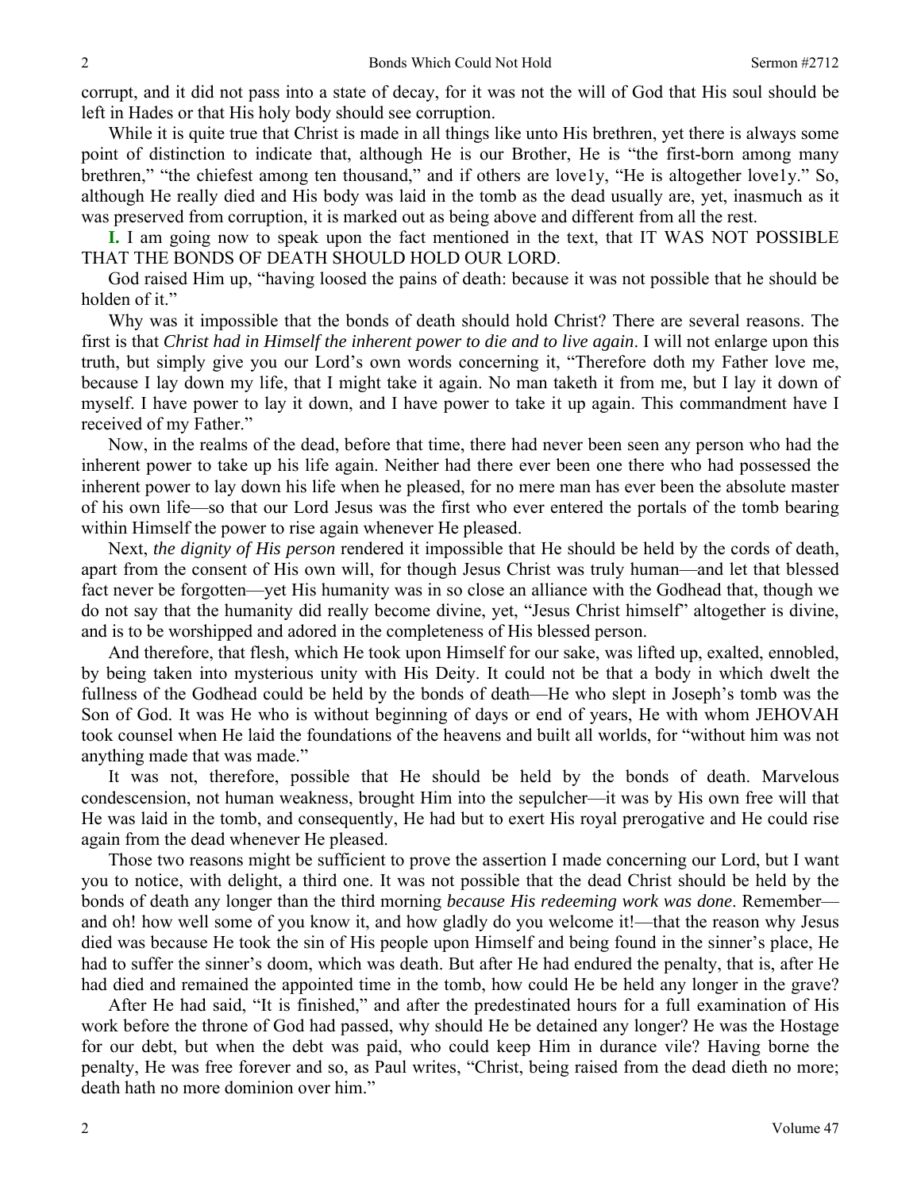corrupt, and it did not pass into a state of decay, for it was not the will of God that His soul should be left in Hades or that His holy body should see corruption.

While it is quite true that Christ is made in all things like unto His brethren, yet there is always some point of distinction to indicate that, although He is our Brother, He is "the first-born among many brethren," "the chiefest among ten thousand," and if others are love1y, "He is altogether love1y." So, although He really died and His body was laid in the tomb as the dead usually are, yet, inasmuch as it was preserved from corruption, it is marked out as being above and different from all the rest.

**I.** I am going now to speak upon the fact mentioned in the text, that IT WAS NOT POSSIBLE THAT THE BONDS OF DEATH SHOULD HOLD OUR LORD.

God raised Him up, "having loosed the pains of death: because it was not possible that he should be holden of it."

Why was it impossible that the bonds of death should hold Christ? There are several reasons. The first is that *Christ had in Himself the inherent power to die and to live again*. I will not enlarge upon this truth, but simply give you our Lord's own words concerning it, "Therefore doth my Father love me, because I lay down my life, that I might take it again. No man taketh it from me, but I lay it down of myself. I have power to lay it down, and I have power to take it up again. This commandment have I received of my Father."

Now, in the realms of the dead, before that time, there had never been seen any person who had the inherent power to take up his life again. Neither had there ever been one there who had possessed the inherent power to lay down his life when he pleased, for no mere man has ever been the absolute master of his own life—so that our Lord Jesus was the first who ever entered the portals of the tomb bearing within Himself the power to rise again whenever He pleased.

Next, *the dignity of His person* rendered it impossible that He should be held by the cords of death, apart from the consent of His own will, for though Jesus Christ was truly human—and let that blessed fact never be forgotten—yet His humanity was in so close an alliance with the Godhead that, though we do not say that the humanity did really become divine, yet, "Jesus Christ himself" altogether is divine, and is to be worshipped and adored in the completeness of His blessed person.

And therefore, that flesh, which He took upon Himself for our sake, was lifted up, exalted, ennobled, by being taken into mysterious unity with His Deity. It could not be that a body in which dwelt the fullness of the Godhead could be held by the bonds of death—He who slept in Joseph's tomb was the Son of God. It was He who is without beginning of days or end of years, He with whom JEHOVAH took counsel when He laid the foundations of the heavens and built all worlds, for "without him was not anything made that was made."

It was not, therefore, possible that He should be held by the bonds of death. Marvelous condescension, not human weakness, brought Him into the sepulcher—it was by His own free will that He was laid in the tomb, and consequently, He had but to exert His royal prerogative and He could rise again from the dead whenever He pleased.

Those two reasons might be sufficient to prove the assertion I made concerning our Lord, but I want you to notice, with delight, a third one. It was not possible that the dead Christ should be held by the bonds of death any longer than the third morning *because His redeeming work was done*. Remember—and oh! how well some of you know it, and how gladly do you welcome it!—that the reason why Jesus died was because He took the sin of His people upon Himself and being found in the sinner's place, He had to suffer the sinner's doom, which was death. But after He had endured the penalty, that is, after He had died and remained the appointed time in the tomb, how could He be held any longer in the grave?

After He had said, "It is finished," and after the predestinated hours for a full examination of His work before the throne of God had passed, why should He be detained any longer? He was the Hostage for our debt, but when the debt was paid, who could keep Him in durance vile? Having borne the penalty, He was free forever and so, as Paul writes, "Christ, being raised from the dead dieth no more; death hath no more dominion over him."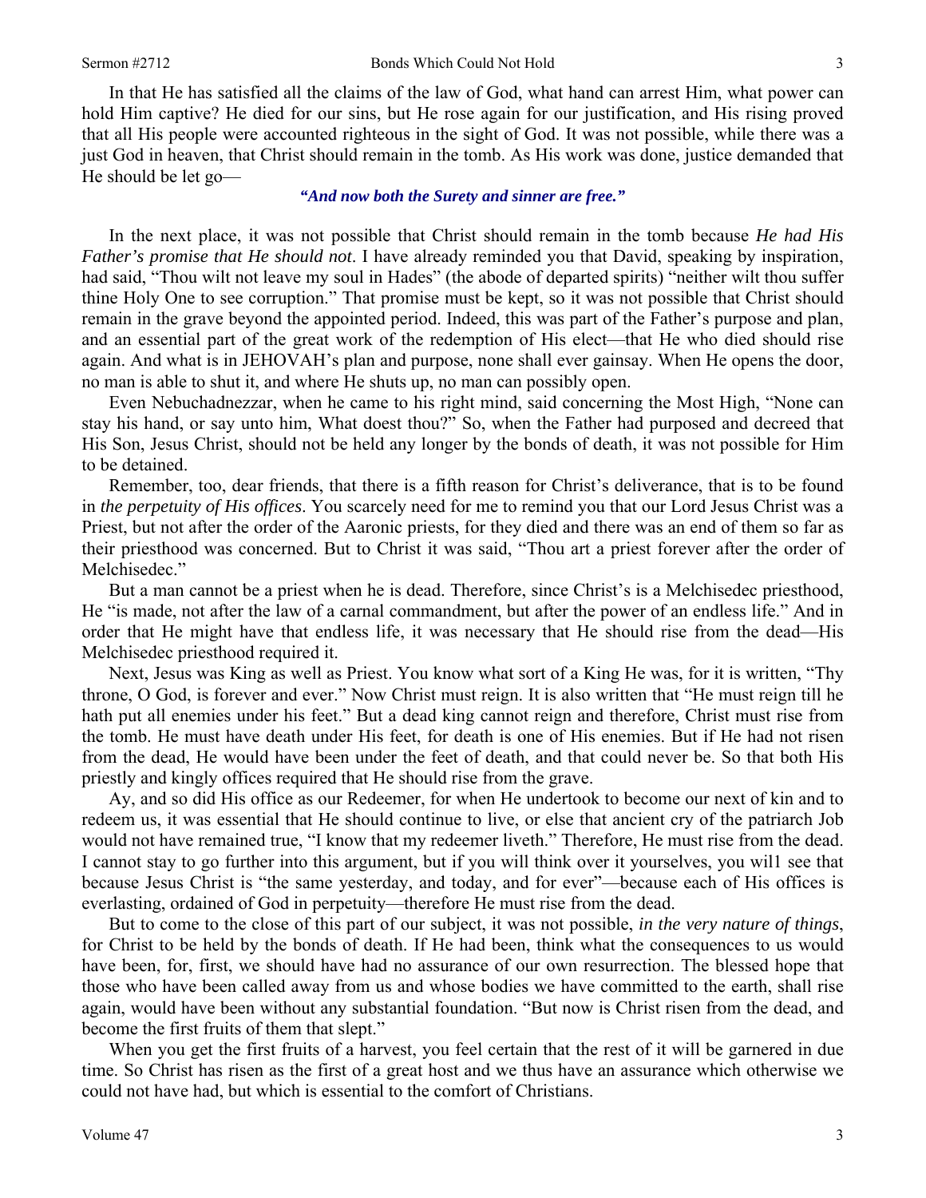In that He has satisfied all the claims of the law of God, what hand can arrest Him, what power can hold Him captive? He died for our sins, but He rose again for our justification, and His rising proved that all His people were accounted righteous in the sight of God. It was not possible, while there was a just God in heaven, that Christ should remain in the tomb. As His work was done, justice demanded that He should be let go—

***"And now both the Surety and sinner are free."***

In the next place, it was not possible that Christ should remain in the tomb because *He had His Father's promise that He should not*. I have already reminded you that David, speaking by inspiration, had said, "Thou wilt not leave my soul in Hades" (the abode of departed spirits) "neither wilt thou suffer thine Holy One to see corruption." That promise must be kept, so it was not possible that Christ should remain in the grave beyond the appointed period. Indeed, this was part of the Father's purpose and plan, and an essential part of the great work of the redemption of His elect—that He who died should rise again. And what is in JEHOVAH's plan and purpose, none shall ever gainsay. When He opens the door, no man is able to shut it, and where He shuts up, no man can possibly open.

Even Nebuchadnezzar, when he came to his right mind, said concerning the Most High, "None can stay his hand, or say unto him, What doest thou?" So, when the Father had purposed and decreed that His Son, Jesus Christ, should not be held any longer by the bonds of death, it was not possible for Him to be detained.

Remember, too, dear friends, that there is a fifth reason for Christ's deliverance, that is to be found in *the perpetuity of His offices*. You scarcely need for me to remind you that our Lord Jesus Christ was a Priest, but not after the order of the Aaronic priests, for they died and there was an end of them so far as their priesthood was concerned. But to Christ it was said, "Thou art a priest forever after the order of Melchisedec."

But a man cannot be a priest when he is dead. Therefore, since Christ's is a Melchisedec priesthood, He "is made, not after the law of a carnal commandment, but after the power of an endless life." And in order that He might have that endless life, it was necessary that He should rise from the dead—His Melchisedec priesthood required it.

Next, Jesus was King as well as Priest. You know what sort of a King He was, for it is written, "Thy throne, O God, is forever and ever." Now Christ must reign. It is also written that "He must reign till he hath put all enemies under his feet." But a dead king cannot reign and therefore, Christ must rise from the tomb. He must have death under His feet, for death is one of His enemies. But if He had not risen from the dead, He would have been under the feet of death, and that could never be. So that both His priestly and kingly offices required that He should rise from the grave.

Ay, and so did His office as our Redeemer, for when He undertook to become our next of kin and to redeem us, it was essential that He should continue to live, or else that ancient cry of the patriarch Job would not have remained true, "I know that my redeemer liveth." Therefore, He must rise from the dead. I cannot stay to go further into this argument, but if you will think over it yourselves, you will see that because Jesus Christ is "the same yesterday, and today, and for ever"—because each of His offices is everlasting, ordained of God in perpetuity—therefore He must rise from the dead.

But to come to the close of this part of our subject, it was not possible, *in the very nature of things*, for Christ to be held by the bonds of death. If He had been, think what the consequences to us would have been, for, first, we should have had no assurance of our own resurrection. The blessed hope that those who have been called away from us and whose bodies we have committed to the earth, shall rise again, would have been without any substantial foundation. "But now is Christ risen from the dead, and become the first fruits of them that slept."

When you get the first fruits of a harvest, you feel certain that the rest of it will be garnered in due time. So Christ has risen as the first of a great host and we thus have an assurance which otherwise we could not have had, but which is essential to the comfort of Christians.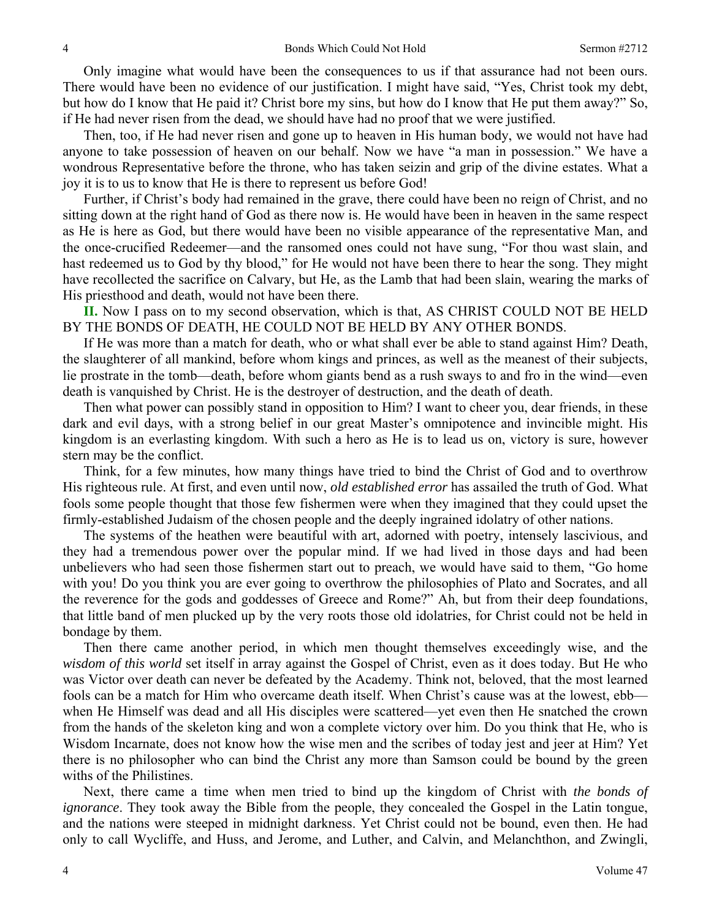Only imagine what would have been the consequences to us if that assurance had not been ours. There would have been no evidence of our justification. I might have said, "Yes, Christ took my debt, but how do I know that He paid it? Christ bore my sins, but how do I know that He put them away?" So, if He had never risen from the dead, we should have had no proof that we were justified.

Then, too, if He had never risen and gone up to heaven in His human body, we would not have had anyone to take possession of heaven on our behalf. Now we have "a man in possession." We have a wondrous Representative before the throne, who has taken seizin and grip of the divine estates. What a joy it is to us to know that He is there to represent us before God!

Further, if Christ's body had remained in the grave, there could have been no reign of Christ, and no sitting down at the right hand of God as there now is. He would have been in heaven in the same respect as He is here as God, but there would have been no visible appearance of the representative Man, and the once-crucified Redeemer—and the ransomed ones could not have sung, "For thou wast slain, and hast redeemed us to God by thy blood," for He would not have been there to hear the song. They might have recollected the sacrifice on Calvary, but He, as the Lamb that had been slain, wearing the marks of His priesthood and death, would not have been there.

**II.** Now I pass on to my second observation, which is that, AS CHRIST COULD NOT BE HELD BY THE BONDS OF DEATH, HE COULD NOT BE HELD BY ANY OTHER BONDS.

If He was more than a match for death, who or what shall ever be able to stand against Him? Death, the slaughterer of all mankind, before whom kings and princes, as well as the meanest of their subjects, lie prostrate in the tomb—death, before whom giants bend as a rush sways to and fro in the wind—even death is vanquished by Christ. He is the destroyer of destruction, and the death of death.

Then what power can possibly stand in opposition to Him? I want to cheer you, dear friends, in these dark and evil days, with a strong belief in our great Master's omnipotence and invincible might. His kingdom is an everlasting kingdom. With such a hero as He is to lead us on, victory is sure, however stern may be the conflict.

Think, for a few minutes, how many things have tried to bind the Christ of God and to overthrow His righteous rule. At first, and even until now, *old established error* has assailed the truth of God. What fools some people thought that those few fishermen were when they imagined that they could upset the firmly-established Judaism of the chosen people and the deeply ingrained idolatry of other nations.

The systems of the heathen were beautiful with art, adorned with poetry, intensely lascivious, and they had a tremendous power over the popular mind. If we had lived in those days and had been unbelievers who had seen those fishermen start out to preach, we would have said to them, "Go home with you! Do you think you are ever going to overthrow the philosophies of Plato and Socrates, and all the reverence for the gods and goddesses of Greece and Rome?" Ah, but from their deep foundations, that little band of men plucked up by the very roots those old idolatries, for Christ could not be held in bondage by them.

Then there came another period, in which men thought themselves exceedingly wise, and the *wisdom of this world* set itself in array against the Gospel of Christ, even as it does today. But He who was Victor over death can never be defeated by the Academy. Think not, beloved, that the most learned fools can be a match for Him who overcame death itself. When Christ's cause was at the lowest, ebb—when He Himself was dead and all His disciples were scattered—yet even then He snatched the crown from the hands of the skeleton king and won a complete victory over him. Do you think that He, who is Wisdom Incarnate, does not know how the wise men and the scribes of today jest and jeer at Him? Yet there is no philosopher who can bind the Christ any more than Samson could be bound by the green withs of the Philistines.

Next, there came a time when men tried to bind up the kingdom of Christ with *the bonds of ignorance*. They took away the Bible from the people, they concealed the Gospel in the Latin tongue, and the nations were steeped in midnight darkness. Yet Christ could not be bound, even then. He had only to call Wycliffe, and Huss, and Jerome, and Luther, and Calvin, and Melanchthon, and Zwingli,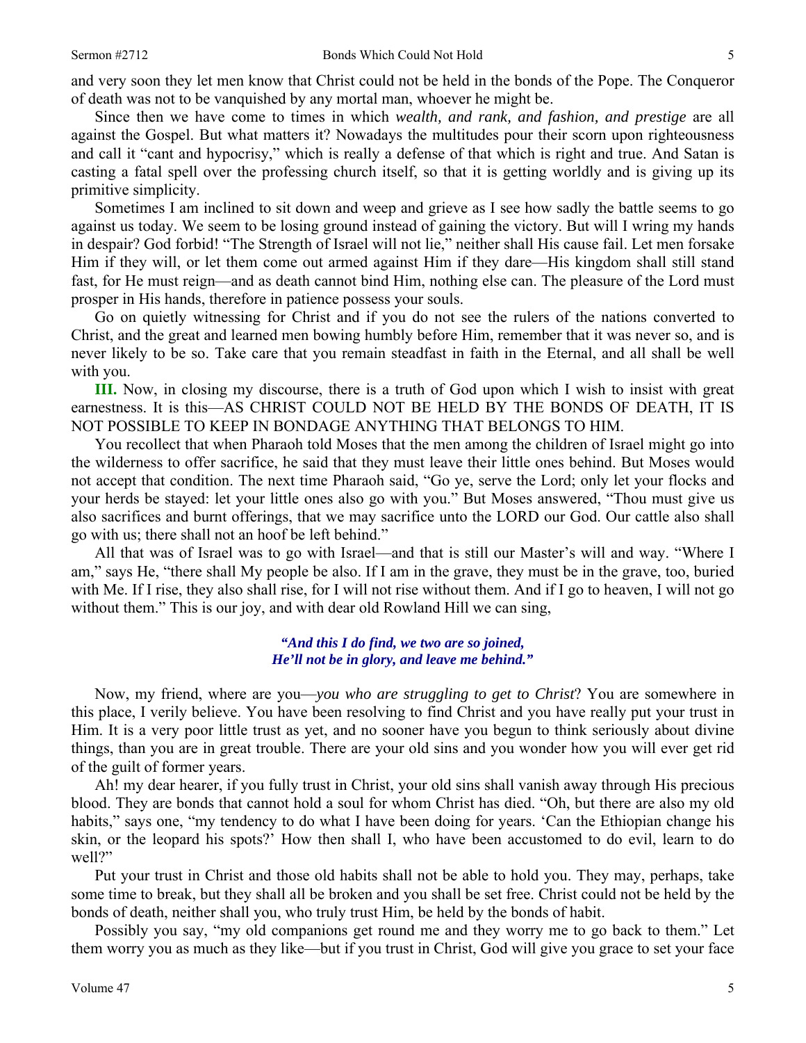and very soon they let men know that Christ could not be held in the bonds of the Pope. The Conqueror of death was not to be vanquished by any mortal man, whoever he might be.

Since then we have come to times in which *wealth, and rank, and fashion, and prestige* are all against the Gospel. But what matters it? Nowadays the multitudes pour their scorn upon righteousness and call it "cant and hypocrisy," which is really a defense of that which is right and true. And Satan is casting a fatal spell over the professing church itself, so that it is getting worldly and is giving up its primitive simplicity.

Sometimes I am inclined to sit down and weep and grieve as I see how sadly the battle seems to go against us today. We seem to be losing ground instead of gaining the victory. But will I wring my hands in despair? God forbid! "The Strength of Israel will not lie," neither shall His cause fail. Let men forsake Him if they will, or let them come out armed against Him if they dare—His kingdom shall still stand fast, for He must reign—and as death cannot bind Him, nothing else can. The pleasure of the Lord must prosper in His hands, therefore in patience possess your souls.

Go on quietly witnessing for Christ and if you do not see the rulers of the nations converted to Christ, and the great and learned men bowing humbly before Him, remember that it was never so, and is never likely to be so. Take care that you remain steadfast in faith in the Eternal, and all shall be well with you.

**III.** Now, in closing my discourse, there is a truth of God upon which I wish to insist with great earnestness. It is this—AS CHRIST COULD NOT BE HELD BY THE BONDS OF DEATH, IT IS NOT POSSIBLE TO KEEP IN BONDAGE ANYTHING THAT BELONGS TO HIM.

You recollect that when Pharaoh told Moses that the men among the children of Israel might go into the wilderness to offer sacrifice, he said that they must leave their little ones behind. But Moses would not accept that condition. The next time Pharaoh said, "Go ye, serve the Lord; only let your flocks and your herds be stayed: let your little ones also go with you." But Moses answered, "Thou must give us also sacrifices and burnt offerings, that we may sacrifice unto the LORD our God. Our cattle also shall go with us; there shall not an hoof be left behind."

All that was of Israel was to go with Israel—and that is still our Master's will and way. "Where I am," says He, "there shall My people be also. If I am in the grave, they must be in the grave, too, buried with Me. If I rise, they also shall rise, for I will not rise without them. And if I go to heaven, I will not go without them." This is our joy, and with dear old Rowland Hill we can sing,

> ***"And this I do find, we two are so joined,***
> ***He'll not be in glory, and leave me behind."***

Now, my friend, where are you—*you who are struggling to get to Christ*? You are somewhere in this place, I verily believe. You have been resolving to find Christ and you have really put your trust in Him. It is a very poor little trust as yet, and no sooner have you begun to think seriously about divine things, than you are in great trouble. There are your old sins and you wonder how you will ever get rid of the guilt of former years.

Ah! my dear hearer, if you fully trust in Christ, your old sins shall vanish away through His precious blood. They are bonds that cannot hold a soul for whom Christ has died. "Oh, but there are also my old habits," says one, "my tendency to do what I have been doing for years. 'Can the Ethiopian change his skin, or the leopard his spots?' How then shall I, who have been accustomed to do evil, learn to do well?"

Put your trust in Christ and those old habits shall not be able to hold you. They may, perhaps, take some time to break, but they shall all be broken and you shall be set free. Christ could not be held by the bonds of death, neither shall you, who truly trust Him, be held by the bonds of habit.

Possibly you say, "my old companions get round me and they worry me to go back to them." Let them worry you as much as they like—but if you trust in Christ, God will give you grace to set your face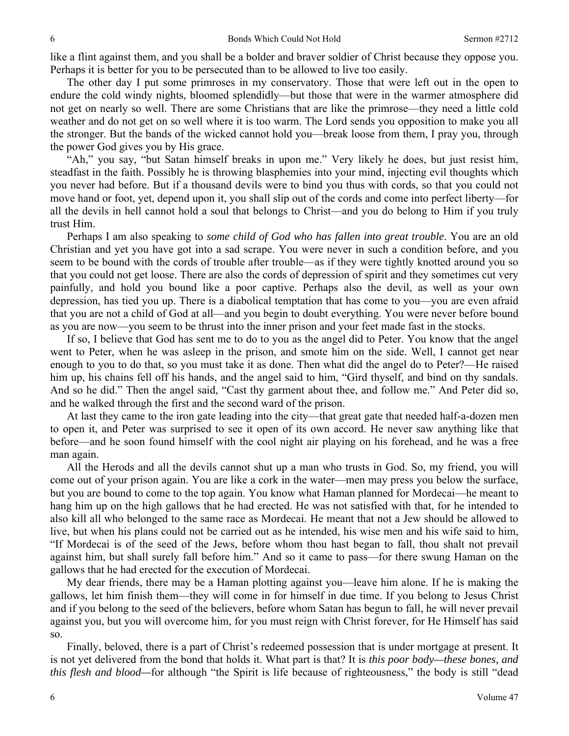like a flint against them, and you shall be a bolder and braver soldier of Christ because they oppose you. Perhaps it is better for you to be persecuted than to be allowed to live too easily.

The other day I put some primroses in my conservatory. Those that were left out in the open to endure the cold windy nights, bloomed splendidly—but those that were in the warmer atmosphere did not get on nearly so well. There are some Christians that are like the primrose—they need a little cold weather and do not get on so well where it is too warm. The Lord sends you opposition to make you all the stronger. But the bands of the wicked cannot hold you—break loose from them, I pray you, through the power God gives you by His grace.

"Ah," you say, "but Satan himself breaks in upon me." Very likely he does, but just resist him, steadfast in the faith. Possibly he is throwing blasphemies into your mind, injecting evil thoughts which you never had before. But if a thousand devils were to bind you thus with cords, so that you could not move hand or foot, yet, depend upon it, you shall slip out of the cords and come into perfect liberty—for all the devils in hell cannot hold a soul that belongs to Christ—and you do belong to Him if you truly trust Him.

Perhaps I am also speaking to *some child of God who has fallen into great trouble*. You are an old Christian and yet you have got into a sad scrape. You were never in such a condition before, and you seem to be bound with the cords of trouble after trouble—as if they were tightly knotted around you so that you could not get loose. There are also the cords of depression of spirit and they sometimes cut very painfully, and hold you bound like a poor captive. Perhaps also the devil, as well as your own depression, has tied you up. There is a diabolical temptation that has come to you—you are even afraid that you are not a child of God at all—and you begin to doubt everything. You were never before bound as you are now—you seem to be thrust into the inner prison and your feet made fast in the stocks.

If so, I believe that God has sent me to do to you as the angel did to Peter. You know that the angel went to Peter, when he was asleep in the prison, and smote him on the side. Well, I cannot get near enough to you to do that, so you must take it as done. Then what did the angel do to Peter?—He raised him up, his chains fell off his hands, and the angel said to him, "Gird thyself, and bind on thy sandals. And so he did." Then the angel said, "Cast thy garment about thee, and follow me." And Peter did so, and he walked through the first and the second ward of the prison.

At last they came to the iron gate leading into the city—that great gate that needed half-a-dozen men to open it, and Peter was surprised to see it open of its own accord. He never saw anything like that before—and he soon found himself with the cool night air playing on his forehead, and he was a free man again.

All the Herods and all the devils cannot shut up a man who trusts in God. So, my friend, you will come out of your prison again. You are like a cork in the water—men may press you below the surface, but you are bound to come to the top again. You know what Haman planned for Mordecai—he meant to hang him up on the high gallows that he had erected. He was not satisfied with that, for he intended to also kill all who belonged to the same race as Mordecai. He meant that not a Jew should be allowed to live, but when his plans could not be carried out as he intended, his wise men and his wife said to him, "If Mordecai is of the seed of the Jews, before whom thou hast began to fall, thou shalt not prevail against him, but shall surely fall before him." And so it came to pass—for there swung Haman on the gallows that he had erected for the execution of Mordecai.

My dear friends, there may be a Haman plotting against you—leave him alone. If he is making the gallows, let him finish them—they will come in for himself in due time. If you belong to Jesus Christ and if you belong to the seed of the believers, before whom Satan has begun to fall, he will never prevail against you, but you will overcome him, for you must reign with Christ forever, for He Himself has said so.

Finally, beloved, there is a part of Christ's redeemed possession that is under mortgage at present. It is not yet delivered from the bond that holds it. What part is that? It is *this poor body—these bones, and this flesh and blood*—for although "the Spirit is life because of righteousness," the body is still "dead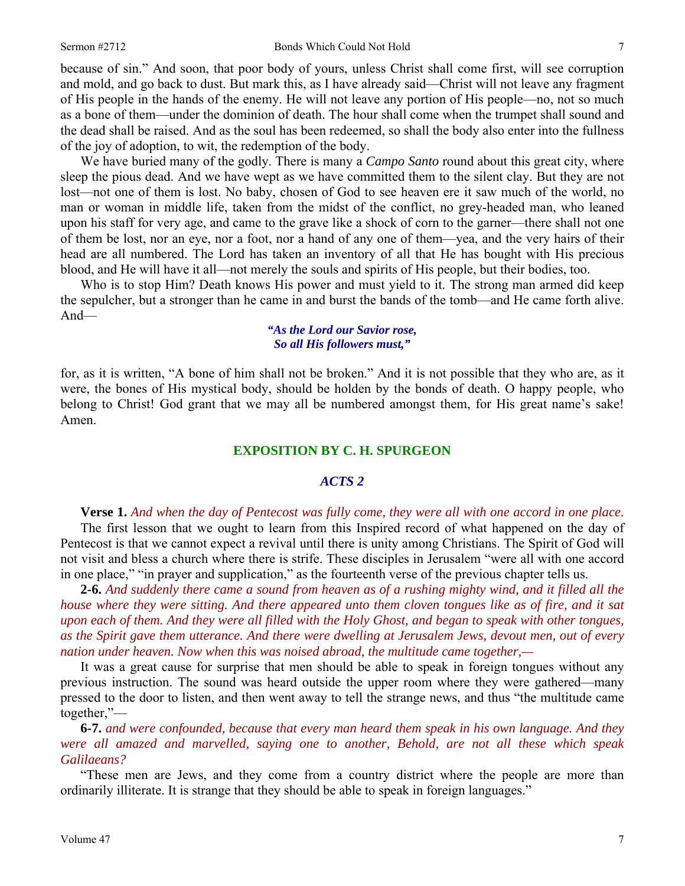because of sin." And soon, that poor body of yours, unless Christ shall come first, will see corruption and mold, and go back to dust. But mark this, as I have already said—Christ will not leave any fragment of His people in the hands of the enemy. He will not leave any portion of His people—no, not so much as a bone of them—under the dominion of death. The hour shall come when the trumpet shall sound and the dead shall be raised. And as the soul has been redeemed, so shall the body also enter into the fullness of the joy of adoption, to wit, the redemption of the body.

We have buried many of the godly. There is many a *Campo Santo* round about this great city, where sleep the pious dead. And we have wept as we have committed them to the silent clay. But they are not lost—not one of them is lost. No baby, chosen of God to see heaven ere it saw much of the world, no man or woman in middle life, taken from the midst of the conflict, no grey-headed man, who leaned upon his staff for very age, and came to the grave like a shock of corn to the garner—there shall not one of them be lost, nor an eye, nor a foot, nor a hand of any one of them—yea, and the very hairs of their head are all numbered. The Lord has taken an inventory of all that He has bought with His precious blood, and He will have it all—not merely the souls and spirits of His people, but their bodies, too.

Who is to stop Him? Death knows His power and must yield to it. The strong man armed did keep the sepulcher, but a stronger than he came in and burst the bands of the tomb—and He came forth alive. And—

> ***"As the Lord our Savior rose,***
> ***So all His followers must,"***

for, as it is written, "A bone of him shall not be broken." And it is not possible that they who are, as it were, the bones of His mystical body, should be holden by the bonds of death. O happy people, who belong to Christ! God grant that we may all be numbered amongst them, for His great name's sake! Amen.

## EXPOSITION BY C. H. SPURGEON

### *ACTS 2*

**Verse 1.** *And when the day of Pentecost was fully come, they were all with one accord in one place.*

The first lesson that we ought to learn from this Inspired record of what happened on the day of Pentecost is that we cannot expect a revival until there is unity among Christians. The Spirit of God will not visit and bless a church where there is strife. These disciples in Jerusalem "were all with one accord in one place," "in prayer and supplication," as the fourteenth verse of the previous chapter tells us.

**2-6.** *And suddenly there came a sound from heaven as of a rushing mighty wind, and it filled all the house where they were sitting. And there appeared unto them cloven tongues like as of fire, and it sat upon each of them. And they were all filled with the Holy Ghost, and began to speak with other tongues, as the Spirit gave them utterance. And there were dwelling at Jerusalem Jews, devout men, out of every nation under heaven. Now when this was noised abroad, the multitude came together,—*

It was a great cause for surprise that men should be able to speak in foreign tongues without any previous instruction. The sound was heard outside the upper room where they were gathered—many pressed to the door to listen, and then went away to tell the strange news, and thus "the multitude came together,"—

**6-7.** *and were confounded, because that every man heard them speak in his own language. And they were all amazed and marvelled, saying one to another, Behold, are not all these which speak Galilaeans?*

"These men are Jews, and they come from a country district where the people are more than ordinarily illiterate. It is strange that they should be able to speak in foreign languages."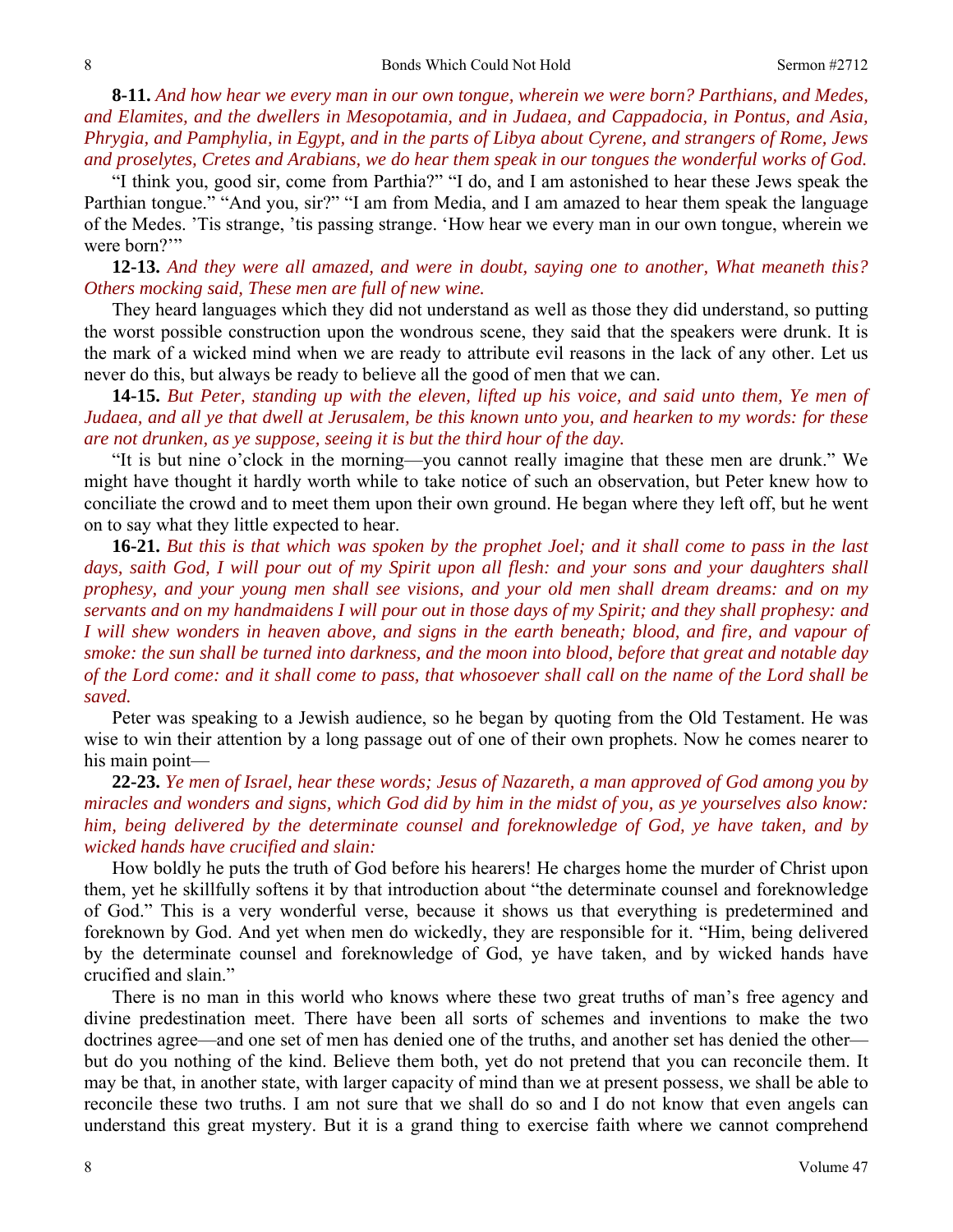**8-11.** *And how hear we every man in our own tongue, wherein we were born? Parthians, and Medes, and Elamites, and the dwellers in Mesopotamia, and in Judaea, and Cappadocia, in Pontus, and Asia, Phrygia, and Pamphylia, in Egypt, and in the parts of Libya about Cyrene, and strangers of Rome, Jews and proselytes, Cretes and Arabians, we do hear them speak in our tongues the wonderful works of God.*

"I think you, good sir, come from Parthia?" "I do, and I am astonished to hear these Jews speak the Parthian tongue." "And you, sir?" "I am from Media, and I am amazed to hear them speak the language of the Medes. 'Tis strange, 'tis passing strange. 'How hear we every man in our own tongue, wherein we were born?'"

**12-13.** *And they were all amazed, and were in doubt, saying one to another, What meaneth this? Others mocking said, These men are full of new wine.*

They heard languages which they did not understand as well as those they did understand, so putting the worst possible construction upon the wondrous scene, they said that the speakers were drunk. It is the mark of a wicked mind when we are ready to attribute evil reasons in the lack of any other. Let us never do this, but always be ready to believe all the good of men that we can.

**14-15.** *But Peter, standing up with the eleven, lifted up his voice, and said unto them, Ye men of Judaea, and all ye that dwell at Jerusalem, be this known unto you, and hearken to my words: for these are not drunken, as ye suppose, seeing it is but the third hour of the day.*

"It is but nine o'clock in the morning—you cannot really imagine that these men are drunk." We might have thought it hardly worth while to take notice of such an observation, but Peter knew how to conciliate the crowd and to meet them upon their own ground. He began where they left off, but he went on to say what they little expected to hear.

**16-21.** *But this is that which was spoken by the prophet Joel; and it shall come to pass in the last days, saith God, I will pour out of my Spirit upon all flesh: and your sons and your daughters shall prophesy, and your young men shall see visions, and your old men shall dream dreams: and on my servants and on my handmaidens I will pour out in those days of my Spirit; and they shall prophesy: and I will shew wonders in heaven above, and signs in the earth beneath; blood, and fire, and vapour of smoke: the sun shall be turned into darkness, and the moon into blood, before that great and notable day of the Lord come: and it shall come to pass, that whosoever shall call on the name of the Lord shall be saved.*

Peter was speaking to a Jewish audience, so he began by quoting from the Old Testament. He was wise to win their attention by a long passage out of one of their own prophets. Now he comes nearer to his main point—

**22-23.** *Ye men of Israel, hear these words; Jesus of Nazareth, a man approved of God among you by miracles and wonders and signs, which God did by him in the midst of you, as ye yourselves also know: him, being delivered by the determinate counsel and foreknowledge of God, ye have taken, and by wicked hands have crucified and slain:*

How boldly he puts the truth of God before his hearers! He charges home the murder of Christ upon them, yet he skillfully softens it by that introduction about "the determinate counsel and foreknowledge of God." This is a very wonderful verse, because it shows us that everything is predetermined and foreknown by God. And yet when men do wickedly, they are responsible for it. "Him, being delivered by the determinate counsel and foreknowledge of God, ye have taken, and by wicked hands have crucified and slain."

There is no man in this world who knows where these two great truths of man's free agency and divine predestination meet. There have been all sorts of schemes and inventions to make the two doctrines agree—and one set of men has denied one of the truths, and another set has denied the other—but do you nothing of the kind. Believe them both, yet do not pretend that you can reconcile them. It may be that, in another state, with larger capacity of mind than we at present possess, we shall be able to reconcile these two truths. I am not sure that we shall do so and I do not know that even angels can understand this great mystery. But it is a grand thing to exercise faith where we cannot comprehend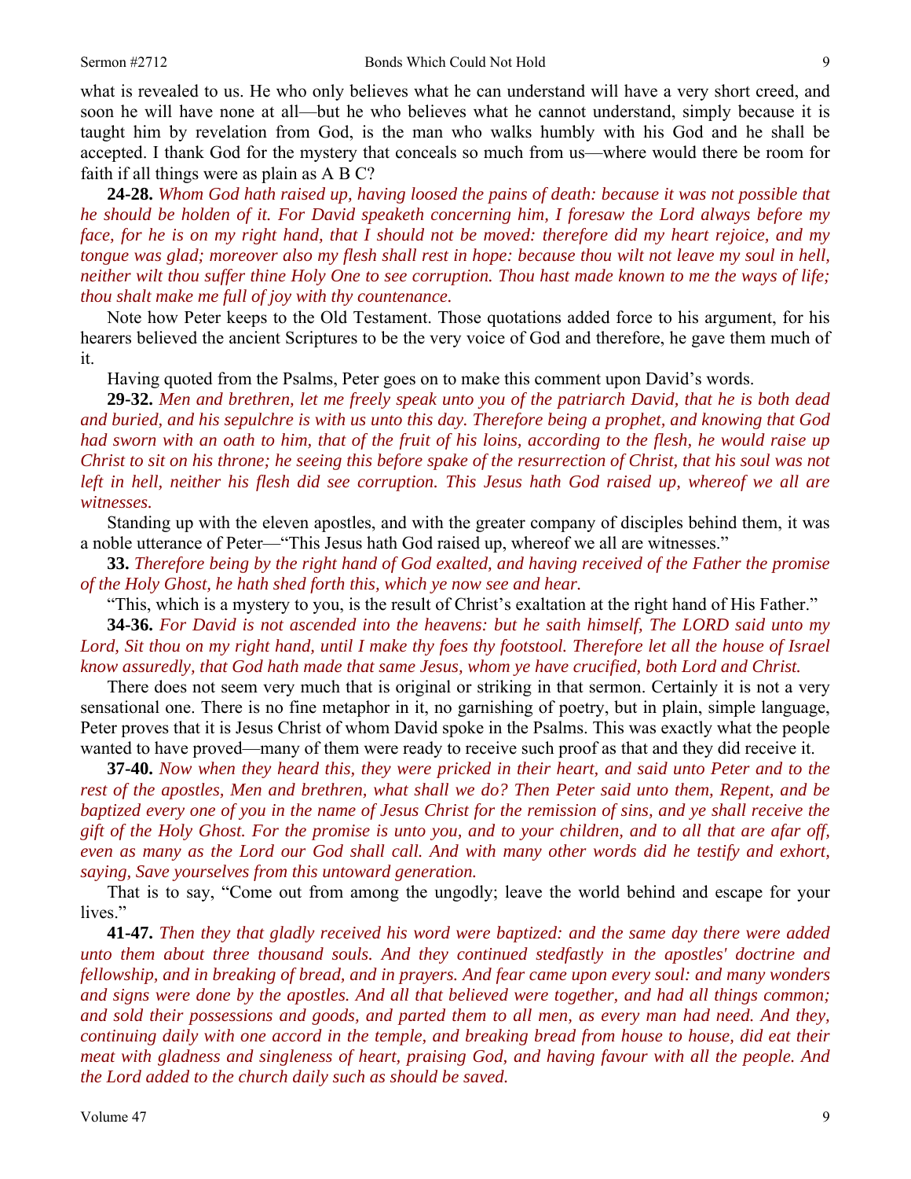what is revealed to us. He who only believes what he can understand will have a very short creed, and soon he will have none at all—but he who believes what he cannot understand, simply because it is taught him by revelation from God, is the man who walks humbly with his God and he shall be accepted. I thank God for the mystery that conceals so much from us—where would there be room for faith if all things were as plain as A B C?

**24-28.** *Whom God hath raised up, having loosed the pains of death: because it was not possible that he should be holden of it. For David speaketh concerning him, I foresaw the Lord always before my face, for he is on my right hand, that I should not be moved: therefore did my heart rejoice, and my tongue was glad; moreover also my flesh shall rest in hope: because thou wilt not leave my soul in hell, neither wilt thou suffer thine Holy One to see corruption. Thou hast made known to me the ways of life; thou shalt make me full of joy with thy countenance.*

Note how Peter keeps to the Old Testament. Those quotations added force to his argument, for his hearers believed the ancient Scriptures to be the very voice of God and therefore, he gave them much of it.

Having quoted from the Psalms, Peter goes on to make this comment upon David's words.

**29-32.** *Men and brethren, let me freely speak unto you of the patriarch David, that he is both dead and buried, and his sepulchre is with us unto this day. Therefore being a prophet, and knowing that God had sworn with an oath to him, that of the fruit of his loins, according to the flesh, he would raise up Christ to sit on his throne; he seeing this before spake of the resurrection of Christ, that his soul was not left in hell, neither his flesh did see corruption. This Jesus hath God raised up, whereof we all are witnesses.*

Standing up with the eleven apostles, and with the greater company of disciples behind them, it was a noble utterance of Peter—"This Jesus hath God raised up, whereof we all are witnesses."

**33.** *Therefore being by the right hand of God exalted, and having received of the Father the promise of the Holy Ghost, he hath shed forth this, which ye now see and hear.*

"This, which is a mystery to you, is the result of Christ's exaltation at the right hand of His Father."

**34-36.** *For David is not ascended into the heavens: but he saith himself, The LORD said unto my Lord, Sit thou on my right hand, until I make thy foes thy footstool. Therefore let all the house of Israel know assuredly, that God hath made that same Jesus, whom ye have crucified, both Lord and Christ.*

There does not seem very much that is original or striking in that sermon. Certainly it is not a very sensational one. There is no fine metaphor in it, no garnishing of poetry, but in plain, simple language, Peter proves that it is Jesus Christ of whom David spoke in the Psalms. This was exactly what the people wanted to have proved—many of them were ready to receive such proof as that and they did receive it.

**37-40.** *Now when they heard this, they were pricked in their heart, and said unto Peter and to the rest of the apostles, Men and brethren, what shall we do? Then Peter said unto them, Repent, and be baptized every one of you in the name of Jesus Christ for the remission of sins, and ye shall receive the gift of the Holy Ghost. For the promise is unto you, and to your children, and to all that are afar off, even as many as the Lord our God shall call. And with many other words did he testify and exhort, saying, Save yourselves from this untoward generation.*

That is to say, "Come out from among the ungodly; leave the world behind and escape for your lives."

**41-47.** *Then they that gladly received his word were baptized: and the same day there were added unto them about three thousand souls. And they continued stedfastly in the apostles' doctrine and fellowship, and in breaking of bread, and in prayers. And fear came upon every soul: and many wonders and signs were done by the apostles. And all that believed were together, and had all things common; and sold their possessions and goods, and parted them to all men, as every man had need. And they, continuing daily with one accord in the temple, and breaking bread from house to house, did eat their meat with gladness and singleness of heart, praising God, and having favour with all the people. And the Lord added to the church daily such as should be saved.*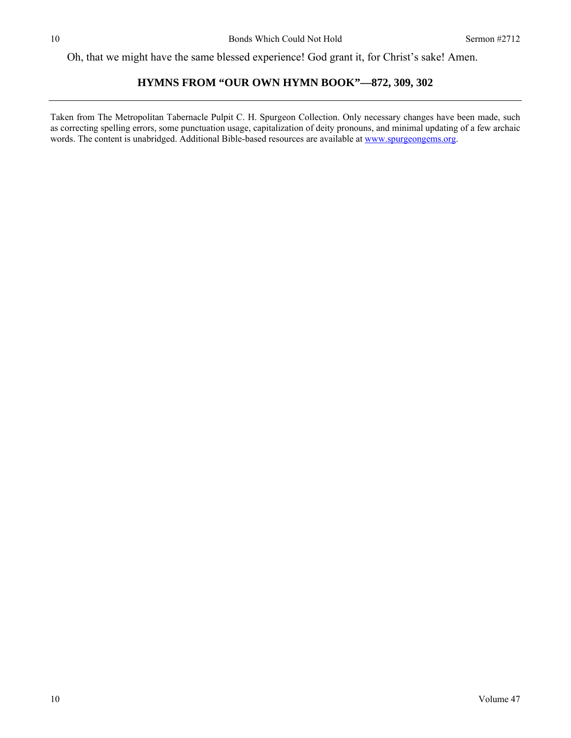Oh, that we might have the same blessed experience! God grant it, for Christ's sake! Amen.

## HYMNS FROM "OUR OWN HYMN BOOK"—872, 309, 302

---

Taken from The Metropolitan Tabernacle Pulpit C. H. Spurgeon Collection. Only necessary changes have been made, such as correcting spelling errors, some punctuation usage, capitalization of deity pronouns, and minimal updating of a few archaic words. The content is unabridged. Additional Bible-based resources are available at www.spurgeongems.org.